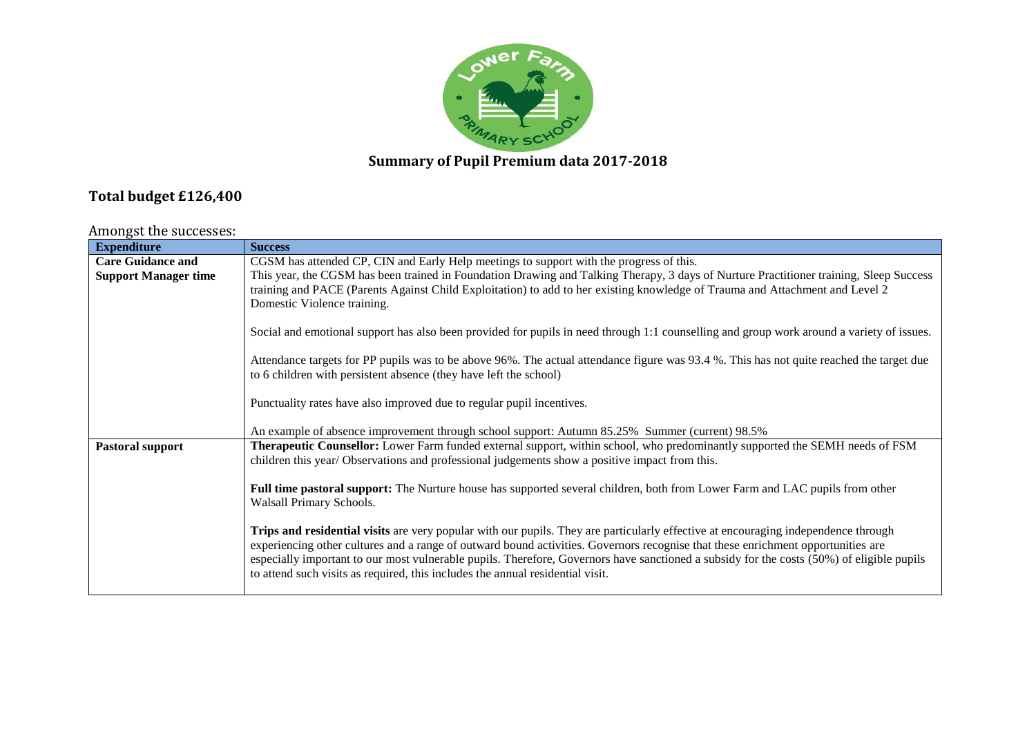# Summary of Pupil Premium data 2017-2018

## Total budget £126,400

Amongst the successes:

| Expenditure | Success |
|---|---|
| **Care Guidance and Support Manager time** | CGSM has attended CP, CIN and Early Help meetings to support with the progress of this.<br>This year, the CGSM has been trained in Foundation Drawing and Talking Therapy, 3 days of Nurture Practitioner training, Sleep Success training and PACE (Parents Against Child Exploitation) to add to her existing knowledge of Trauma and Attachment and Level 2 Domestic Violence training.<br><br>Social and emotional support has also been provided for pupils in need through 1:1 counselling and group work around a variety of issues.<br><br>Attendance targets for PP pupils was to be above 96%. The actual attendance figure was 93.4 %. This has not quite reached the target due to 6 children with persistent absence (they have left the school)<br><br>Punctuality rates have also improved due to regular pupil incentives.<br><br>An example of absence improvement through school support: Autumn 85.25% Summer (current) 98.5% |
| **Pastoral support** | **Therapeutic Counsellor:** Lower Farm funded external support, within school, who predominantly supported the SEMH needs of FSM children this year/ Observations and professional judgements show a positive impact from this.<br><br>**Full time pastoral support:** The Nurture house has supported several children, both from Lower Farm and LAC pupils from other Walsall Primary Schools.<br><br>**Trips and residential visits** are very popular with our pupils. They are particularly effective at encouraging independence through experiencing other cultures and a range of outward bound activities. Governors recognise that these enrichment opportunities are especially important to our most vulnerable pupils. Therefore, Governors have sanctioned a subsidy for the costs (50%) of eligible pupils to attend such visits as required, this includes the annual residential visit. |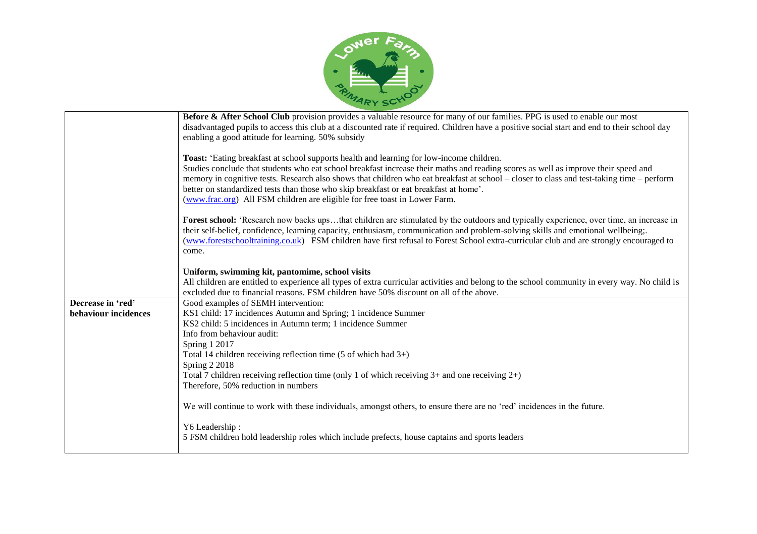| | |
|---|---|
| | **Before & After School Club** provision provides a valuable resource for many of our families. PPG is used to enable our most disadvantaged pupils to access this club at a discounted rate if required. Children have a positive social start and end to their school day enabling a good attitude for learning. 50% subsidy<br><br>**Toast:** 'Eating breakfast at school supports health and learning for low-income children. Studies conclude that students who eat school breakfast increase their maths and reading scores as well as improve their speed and memory in cognitive tests. Research also shows that children who eat breakfast at school – closer to class and test-taking time – perform better on standardized tests than those who skip breakfast or eat breakfast at home'. ([www.frac.org](www.frac.org)) All FSM children are eligible for free toast in Lower Farm.<br><br>**Forest school:** 'Research now backs ups…that children are stimulated by the outdoors and typically experience, over time, an increase in their self-belief, confidence, learning capacity, enthusiasm, communication and problem-solving skills and emotional wellbeing;. ([www.forestschooltraining.co.uk](www.forestschooltraining.co.uk)) FSM children have first refusal to Forest School extra-curricular club and are strongly encouraged to come.<br><br>**Uniform, swimming kit, pantomime, school visits**<br>All children are entitled to experience all types of extra curricular activities and belong to the school community in every way. No child is excluded due to financial reasons. FSM children have 50% discount on all of the above. |
| **Decrease in 'red' behaviour incidences** | Good examples of SEMH intervention:<br>KS1 child: 17 incidences Autumn and Spring; 1 incidence Summer<br>KS2 child: 5 incidences in Autumn term; 1 incidence Summer<br>Info from behaviour audit:<br>Spring 1 2017<br>Total 14 children receiving reflection time (5 of which had 3+)<br>Spring 2 2018<br>Total 7 children receiving reflection time (only 1 of which receiving 3+ and one receiving 2+)<br>Therefore, 50% reduction in numbers<br><br>We will continue to work with these individuals, amongst others, to ensure there are no 'red' incidences in the future.<br><br>Y6 Leadership :<br>5 FSM children hold leadership roles which include prefects, house captains and sports leaders |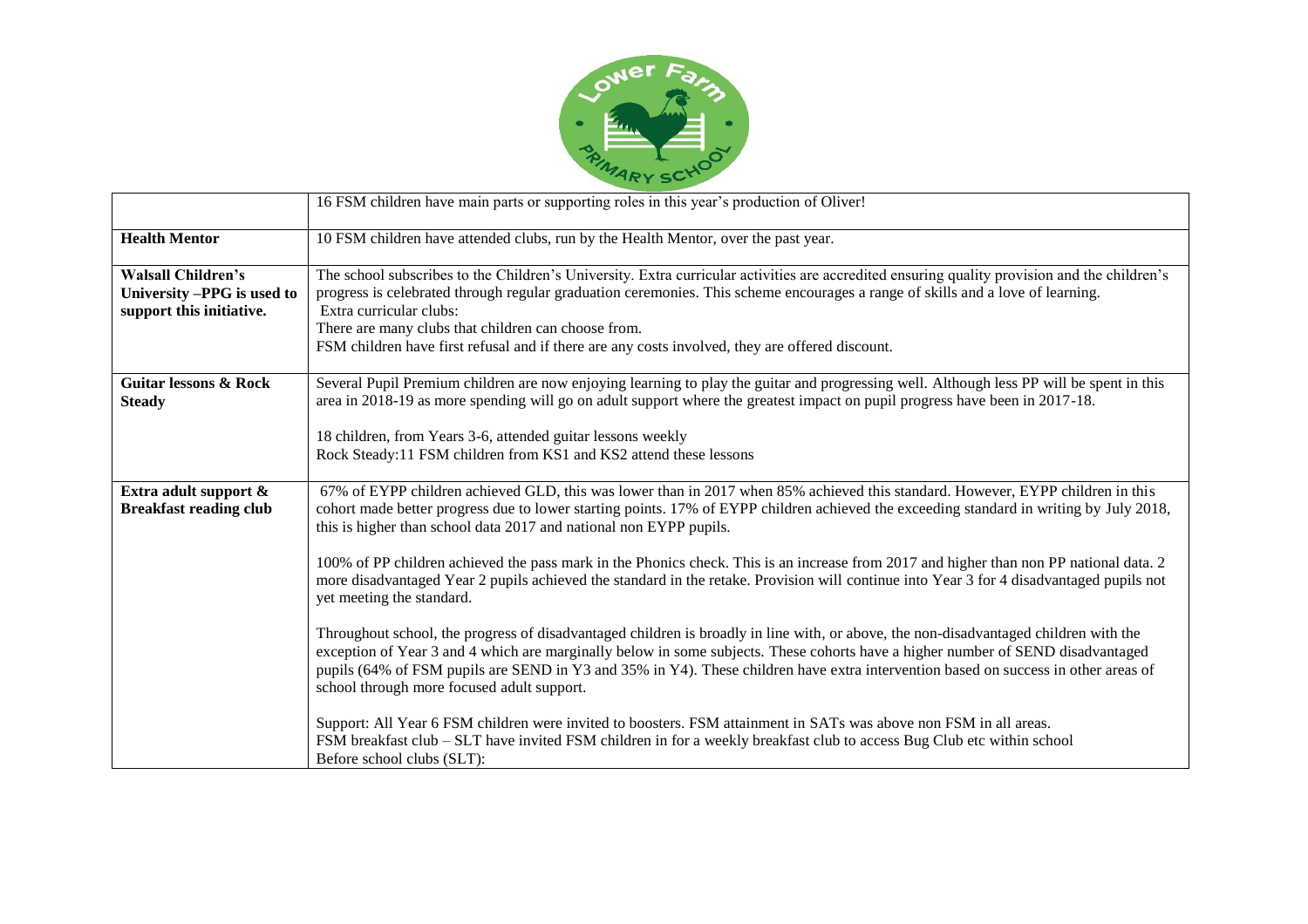| | |
|---|---|
| | 16 FSM children have main parts or supporting roles in this year's production of Oliver! |
| **Health Mentor** | 10 FSM children have attended clubs, run by the Health Mentor, over the past year. |
| **Walsall Children's University –PPG is used to support this initiative.** | The school subscribes to the Children's University. Extra curricular activities are accredited ensuring quality provision and the children's progress is celebrated through regular graduation ceremonies. This scheme encourages a range of skills and a love of learning.<br>Extra curricular clubs:<br>There are many clubs that children can choose from.<br>FSM children have first refusal and if there are any costs involved, they are offered discount. |
| **Guitar lessons & Rock Steady** | Several Pupil Premium children are now enjoying learning to play the guitar and progressing well. Although less PP will be spent in this area in 2018-19 as more spending will go on adult support where the greatest impact on pupil progress have been in 2017-18.<br><br>18 children, from Years 3-6, attended guitar lessons weekly<br>Rock Steady:11 FSM children from KS1 and KS2 attend these lessons |
| **Extra adult support & Breakfast reading club** | 67% of EYPP children achieved GLD, this was lower than in 2017 when 85% achieved this standard. However, EYPP children in this cohort made better progress due to lower starting points. 17% of EYPP children achieved the exceeding standard in writing by July 2018, this is higher than school data 2017 and national non EYPP pupils.<br><br>100% of PP children achieved the pass mark in the Phonics check. This is an increase from 2017 and higher than non PP national data. 2 more disadvantaged Year 2 pupils achieved the standard in the retake. Provision will continue into Year 3 for 4 disadvantaged pupils not yet meeting the standard.<br><br>Throughout school, the progress of disadvantaged children is broadly in line with, or above, the non-disadvantaged children with the exception of Year 3 and 4 which are marginally below in some subjects. These cohorts have a higher number of SEND disadvantaged pupils (64% of FSM pupils are SEND in Y3 and 35% in Y4). These children have extra intervention based on success in other areas of school through more focused adult support.<br><br>Support: All Year 6 FSM children were invited to boosters. FSM attainment in SATs was above non FSM in all areas.<br>FSM breakfast club – SLT have invited FSM children in for a weekly breakfast club to access Bug Club etc within school<br>Before school clubs (SLT): |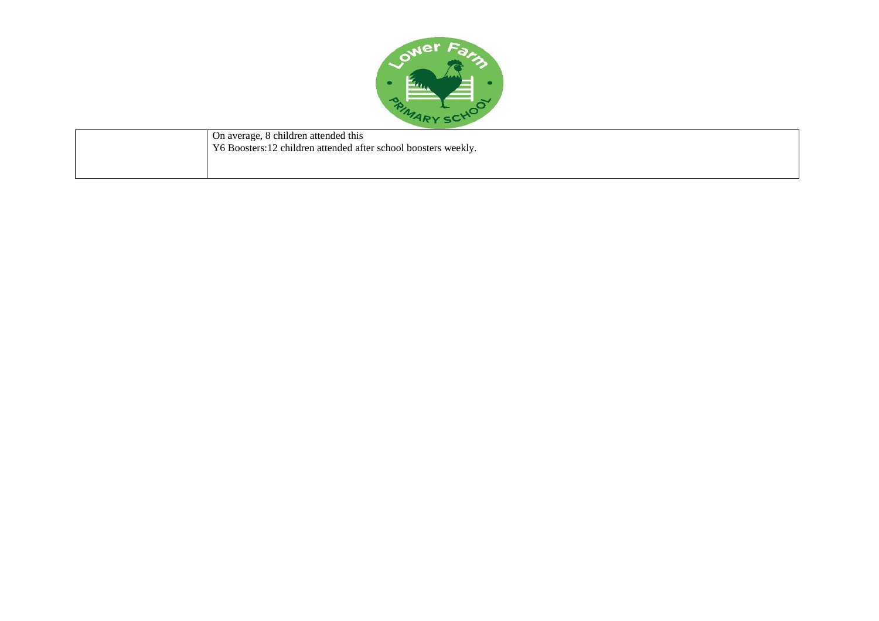| | |
|---|---|
| | On average, 8 children attended this<br>Y6 Boosters:12 children attended after school boosters weekly. |